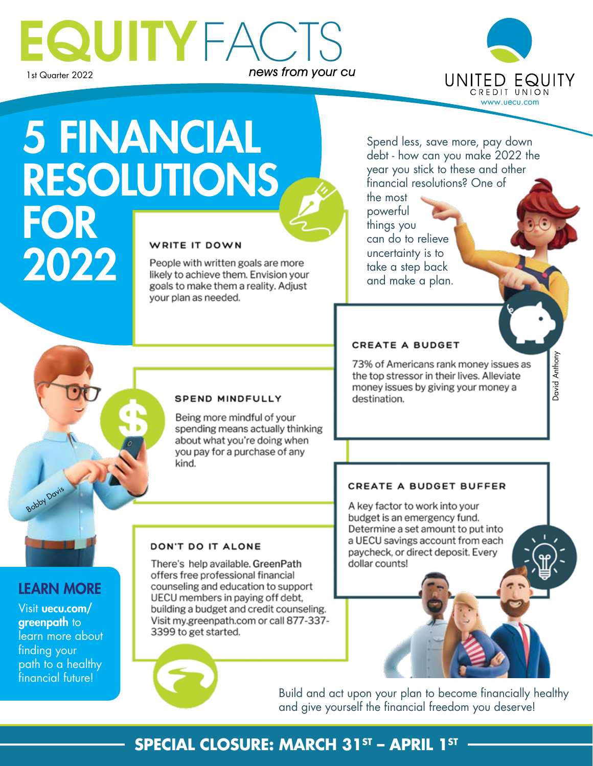# EQUITY FACTS

1st Quarter 2022

*news from your cu*

UNITED EQUITY CREDIT UNION
www.uecu.com

# 5 FINANCIAL RESOLUTIONS FOR 2022

Spend less, save more, pay down debt - how can you make 2022 the year you stick to these and other financial resolutions? One of the most powerful things you can do to relieve uncertainty is to take a step back and make a plan.

### WRITE IT DOWN

People with written goals are more likely to achieve them. Envision your goals to make them a reality. Adjust your plan as needed.

### CREATE A BUDGET

73% of Americans rank money issues as the top stressor in their lives. Alleviate money issues by giving your money a destination.

### SPEND MINDFULLY

Being more mindful of your spending means actually thinking about what you're doing when you pay for a purchase of any kind.

### CREATE A BUDGET BUFFER

A key factor to work into your budget is an emergency fund. Determine a set amount to put into a UECU savings account from each paycheck, or direct deposit. Every dollar counts!

### DON'T DO IT ALONE

There's help available. GreenPath offers free professional financial counseling and education to support UECU members in paying off debt, building a budget and credit counseling. Visit my.greenpath.com or call 877-337-3399 to get started.

## LEARN MORE

Visit **uecu.com/greenpath** to learn more about finding your path to a healthy financial future!

Build and act upon your plan to become financially healthy and give yourself the financial freedom you deserve!

Bobby Davis

David Anthony

**SPECIAL CLOSURE: MARCH 31ST – APRIL 1ST**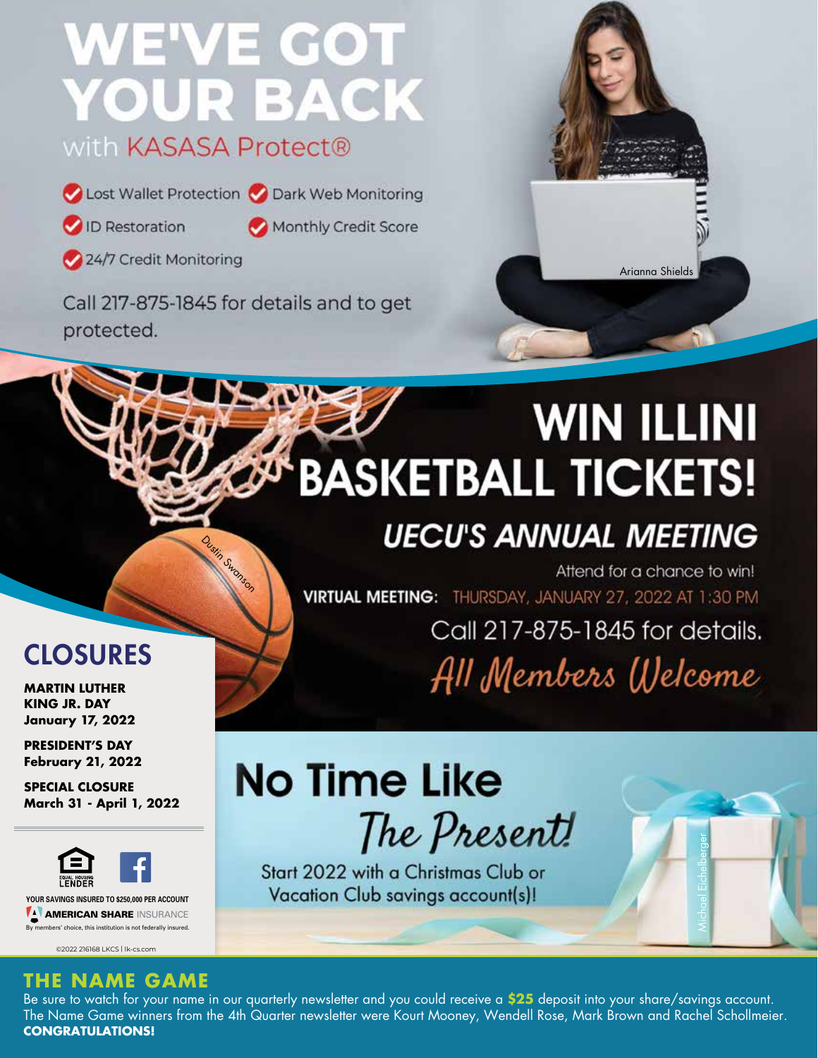# WE'VE GOT YOUR BACK

with KASASA Protect®

- Lost Wallet Protection
- Dark Web Monitoring
- ID Restoration
- Monthly Credit Score
- 24/7 Credit Monitoring

Call 217-875-1845 for details and to get protected.

Arianna Shields

# WIN ILLINI BASKETBALL TICKETS!

## *UECU'S ANNUAL MEETING*

Attend for a chance to win!

**VIRTUAL MEETING:** THURSDAY, JANUARY 27, 2022 AT 1:30 PM

Call 217-875-1845 for details.

*All Members Welcome*

Dustin Swanson

## CLOSURES

**MARTIN LUTHER KING JR. DAY**
**January 17, 2022**

**PRESIDENT'S DAY**
**February 21, 2022**

**SPECIAL CLOSURE**
**March 31 - April 1, 2022**

EQUAL HOUSING LENDER

YOUR SAVINGS INSURED TO $250,000 PER ACCOUNT
**AMERICAN SHARE** INSURANCE
By members' choice, this institution is not federally insured.

©2022 216168 LKCS | lk-cs.com

# No Time Like *The Present!*

Start 2022 with a Christmas Club or Vacation Club savings account(s)!

Michael Eichelberger

## THE NAME GAME

Be sure to watch for your name in our quarterly newsletter and you could receive a **$25** deposit into your share/savings account. The Name Game winners from the 4th Quarter newsletter were Kourt Mooney, Wendell Rose, Mark Brown and Rachel Schollmeier. **CONGRATULATIONS!**